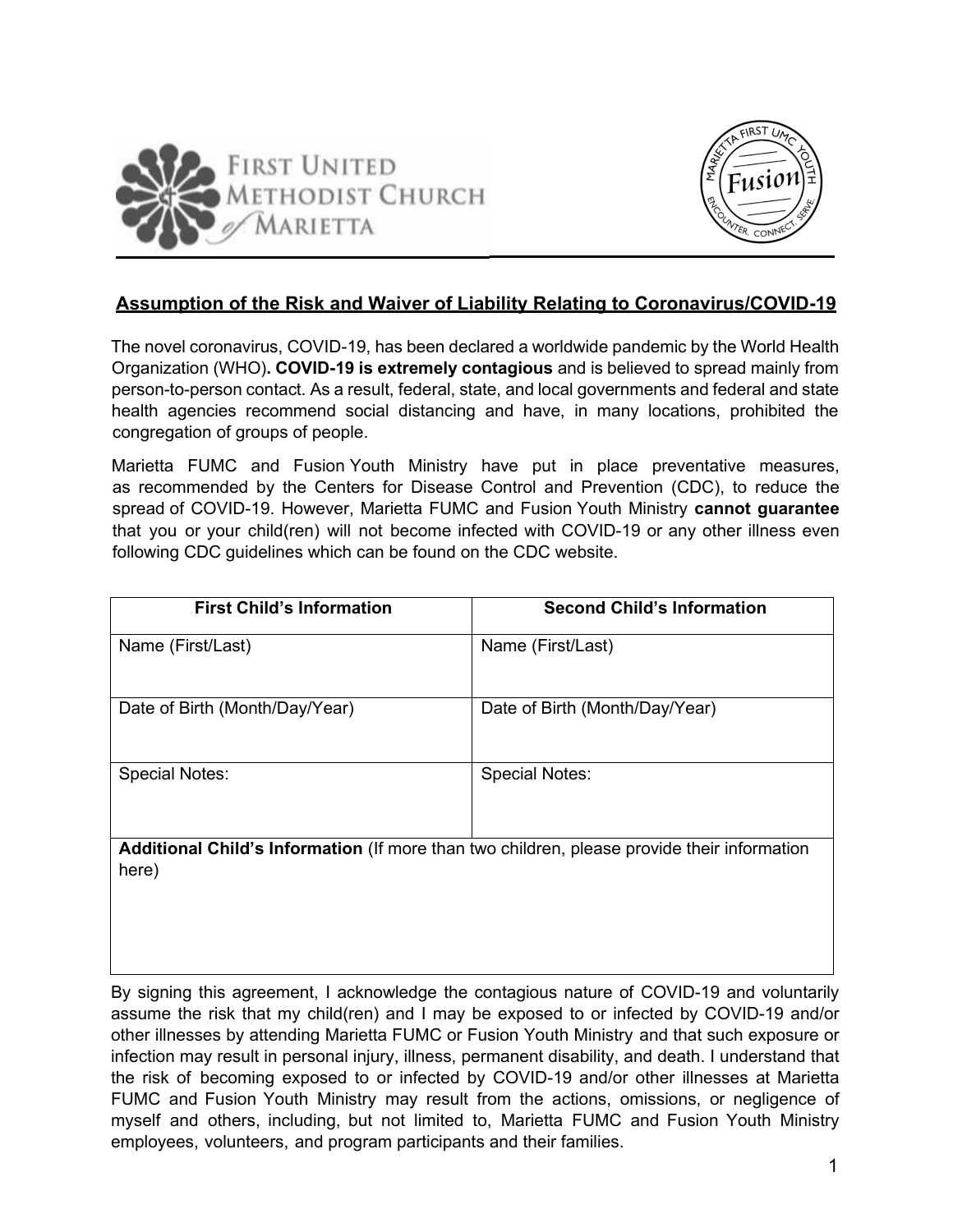First United Methodist Church of Marietta

Marietta First UMC Youth — Fusion — Encounter. Connect. Serve.

## Assumption of the Risk and Waiver of Liability Relating to Coronavirus/COVID-19

The novel coronavirus, COVID-19, has been declared a worldwide pandemic by the World Health Organization (WHO)**. COVID-19 is extremely contagious** and is believed to spread mainly from person-to-person contact. As a result, federal, state, and local governments and federal and state health agencies recommend social distancing and have, in many locations, prohibited the congregation of groups of people.

Marietta FUMC and Fusion Youth Ministry have put in place preventative measures, as recommended by the Centers for Disease Control and Prevention (CDC), to reduce the spread of COVID-19. However, Marietta FUMC and Fusion Youth Ministry **cannot guarantee** that you or your child(ren) will not become infected with COVID-19 or any other illness even following CDC guidelines which can be found on the CDC website.

| **First Child's Information** | **Second Child's Information** |
|---|---|
| Name (First/Last) | Name (First/Last) |
| Date of Birth (Month/Day/Year) | Date of Birth (Month/Day/Year) |
| Special Notes: | Special Notes: |
| **Additional Child's Information** (If more than two children, please provide their information here) | |

By signing this agreement, I acknowledge the contagious nature of COVID-19 and voluntarily assume the risk that my child(ren) and I may be exposed to or infected by COVID-19 and/or other illnesses by attending Marietta FUMC or Fusion Youth Ministry and that such exposure or infection may result in personal injury, illness, permanent disability, and death. I understand that the risk of becoming exposed to or infected by COVID-19 and/or other illnesses at Marietta FUMC and Fusion Youth Ministry may result from the actions, omissions, or negligence of myself and others, including, but not limited to, Marietta FUMC and Fusion Youth Ministry employees, volunteers, and program participants and their families.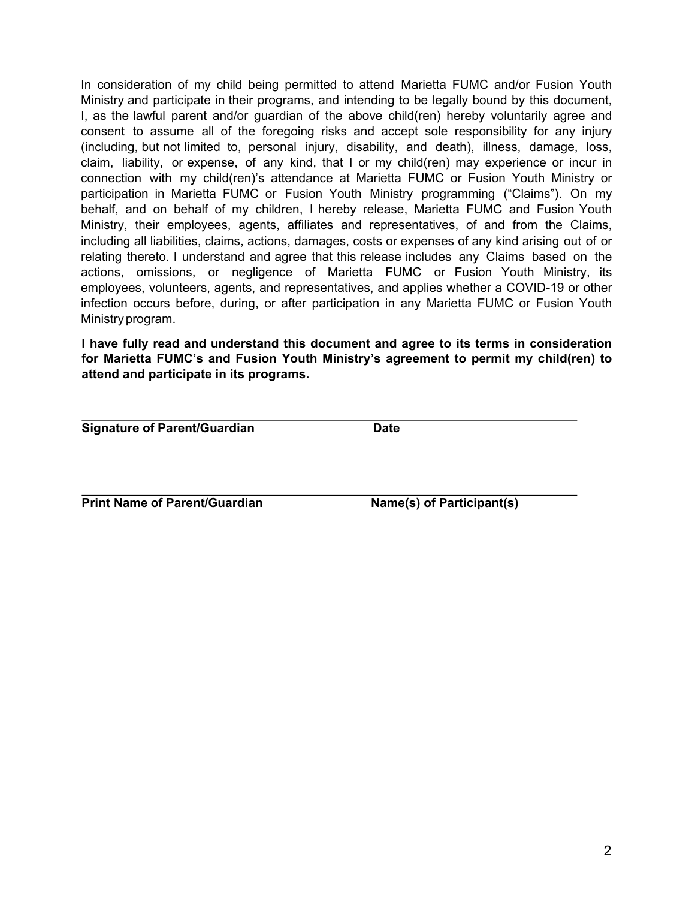In consideration of my child being permitted to attend Marietta FUMC and/or Fusion Youth Ministry and participate in their programs, and intending to be legally bound by this document, I, as the lawful parent and/or guardian of the above child(ren) hereby voluntarily agree and consent to assume all of the foregoing risks and accept sole responsibility for any injury (including, but not limited to, personal injury, disability, and death), illness, damage, loss, claim, liability, or expense, of any kind, that I or my child(ren) may experience or incur in connection with my child(ren)'s attendance at Marietta FUMC or Fusion Youth Ministry or participation in Marietta FUMC or Fusion Youth Ministry programming ("Claims"). On my behalf, and on behalf of my children, I hereby release, Marietta FUMC and Fusion Youth Ministry, their employees, agents, affiliates and representatives, of and from the Claims, including all liabilities, claims, actions, damages, costs or expenses of any kind arising out of or relating thereto. I understand and agree that this release includes any Claims based on the actions, omissions, or negligence of Marietta FUMC or Fusion Youth Ministry, its employees, volunteers, agents, and representatives, and applies whether a COVID-19 or other infection occurs before, during, or after participation in any Marietta FUMC or Fusion Youth Ministry program.

**I have fully read and understand this document and agree to its terms in consideration for Marietta FUMC's and Fusion Youth Ministry's agreement to permit my child(ren) to attend and participate in its programs.**

______________________________________________________________________

**Signature of Parent/Guardian** **Date**

______________________________________________________________________

**Print Name of Parent/Guardian** **Name(s) of Participant(s)**